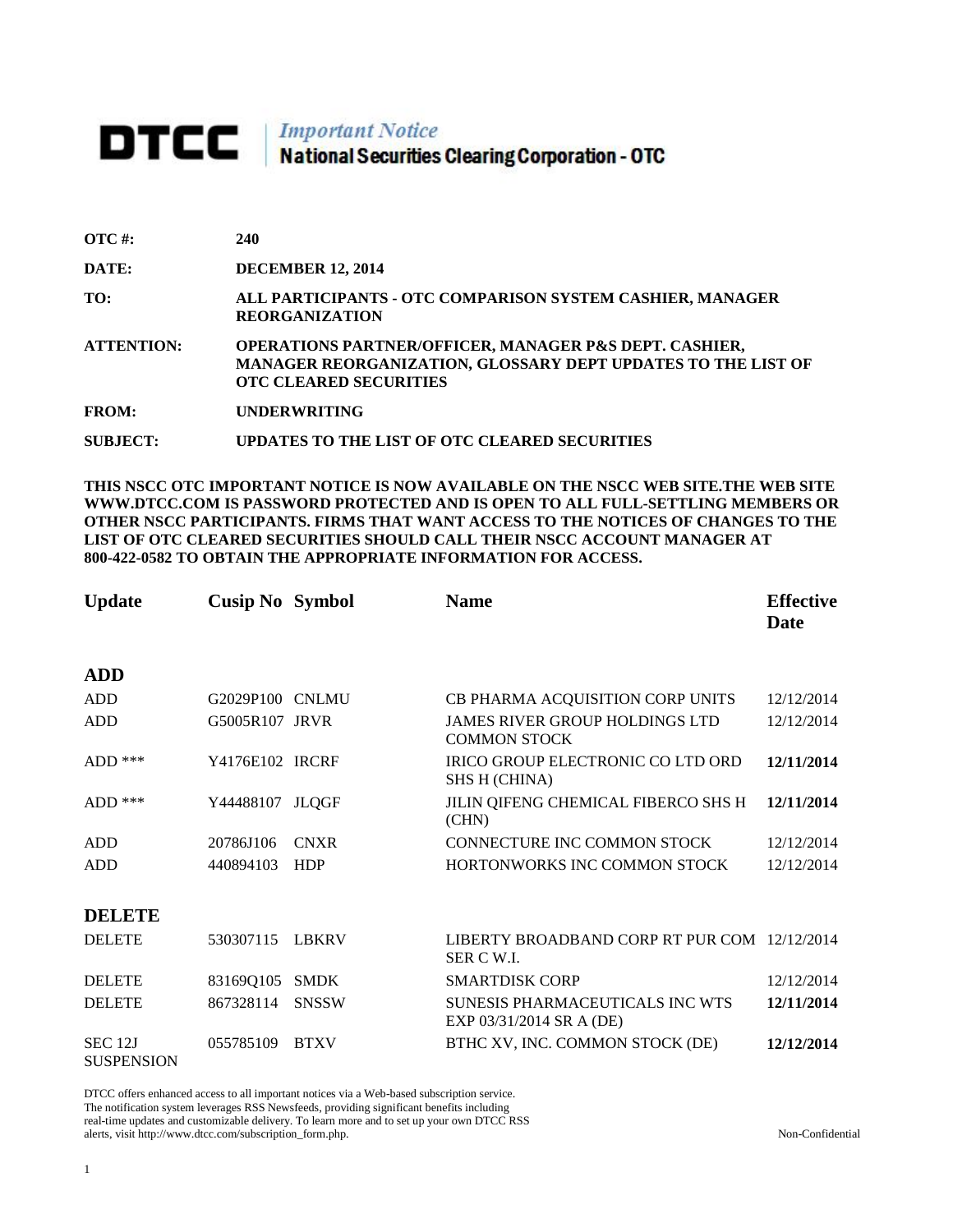# DTCC *Important Notice* National Securities Clearing Corporation - OTC

| | |
|---|---|
| **OTC #:** | **240** |
| **DATE:** | **DECEMBER 12, 2014** |
| **TO:** | **ALL PARTICIPANTS - OTC COMPARISON SYSTEM CASHIER, MANAGER REORGANIZATION** |
| **ATTENTION:** | **OPERATIONS PARTNER/OFFICER, MANAGER P&S DEPT. CASHIER, MANAGER REORGANIZATION, GLOSSARY DEPT UPDATES TO THE LIST OF OTC CLEARED SECURITIES** |
| **FROM:** | **UNDERWRITING** |
| **SUBJECT:** | **UPDATES TO THE LIST OF OTC CLEARED SECURITIES** |

**THIS NSCC OTC IMPORTANT NOTICE IS NOW AVAILABLE ON THE NSCC WEB SITE.THE WEB SITE WWW.DTCC.COM IS PASSWORD PROTECTED AND IS OPEN TO ALL FULL-SETTLING MEMBERS OR OTHER NSCC PARTICIPANTS. FIRMS THAT WANT ACCESS TO THE NOTICES OF CHANGES TO THE LIST OF OTC CLEARED SECURITIES SHOULD CALL THEIR NSCC ACCOUNT MANAGER AT 800-422-0582 TO OBTAIN THE APPROPRIATE INFORMATION FOR ACCESS.**

| Update | Cusip No | Symbol | Name | Effective Date |
|---|---|---|---|---|
| **ADD** | | | | |
| ADD | G2029P100 | CNLMU | CB PHARMA ACQUISITION CORP UNITS | 12/12/2014 |
| ADD | G5005R107 | JRVR | JAMES RIVER GROUP HOLDINGS LTD COMMON STOCK | 12/12/2014 |
| ADD *** | Y4176E102 | IRCRF | IRICO GROUP ELECTRONIC CO LTD ORD SHS H (CHINA) | **12/11/2014** |
| ADD *** | Y44488107 | JLQGF | JILIN QIFENG CHEMICAL FIBERCO SHS H (CHN) | **12/11/2014** |
| ADD | 20786J106 | CNXR | CONNECTURE INC COMMON STOCK | 12/12/2014 |
| ADD | 440894103 | HDP | HORTONWORKS INC COMMON STOCK | 12/12/2014 |
| **DELETE** | | | | |
| DELETE | 530307115 | LBKRV | LIBERTY BROADBAND CORP RT PUR COM SER C W.I. | 12/12/2014 |
| DELETE | 83169Q105 | SMDK | SMARTDISK CORP | 12/12/2014 |
| DELETE | 867328114 | SNSSW | SUNESIS PHARMACEUTICALS INC WTS EXP 03/31/2014 SR A (DE) | **12/11/2014** |
| SEC 12J SUSPENSION | 055785109 | BTXV | BTHC XV, INC. COMMON STOCK (DE) | **12/12/2014** |

DTCC offers enhanced access to all important notices via a Web-based subscription service. The notification system leverages RSS Newsfeeds, providing significant benefits including real-time updates and customizable delivery. To learn more and to set up your own DTCC RSS alerts, visit http://www.dtcc.com/subscription_form.php.

Non-Confidential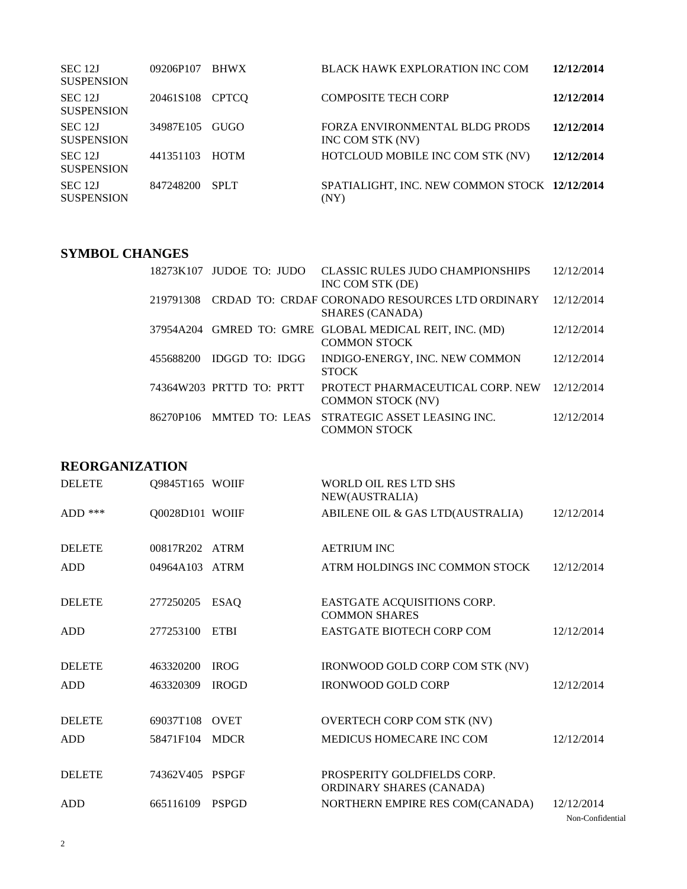| | | | | |
|---|---|---|---|---|
| SEC 12J SUSPENSION | 09206P107 | BHWX | BLACK HAWK EXPLORATION INC COM | **12/12/2014** |
| SEC 12J SUSPENSION | 20461S108 | CPTCQ | COMPOSITE TECH CORP | **12/12/2014** |
| SEC 12J SUSPENSION | 34987E105 | GUGO | FORZA ENVIRONMENTAL BLDG PRODS INC COM STK (NV) | **12/12/2014** |
| SEC 12J SUSPENSION | 441351103 | HOTM | HOTCLOUD MOBILE INC COM STK (NV) | **12/12/2014** |
| SEC 12J SUSPENSION | 847248200 | SPLT | SPATIALIGHT, INC. NEW COMMON STOCK (NY) | **12/12/2014** |

## SYMBOL CHANGES

| | | | |
|---|---|---|---|
| 18273K107 | JUDOE TO: JUDO | CLASSIC RULES JUDO CHAMPIONSHIPS INC COM STK (DE) | 12/12/2014 |
| 219791308 | CRDAD TO: CRDAF | CORONADO RESOURCES LTD ORDINARY SHARES (CANADA) | 12/12/2014 |
| 37954A204 | GMRED TO: GMRE | GLOBAL MEDICAL REIT, INC. (MD) COMMON STOCK | 12/12/2014 |
| 455688200 | IDGGD TO: IDGG | INDIGO-ENERGY, INC. NEW COMMON STOCK | 12/12/2014 |
| 74364W203 | PRTTD TO: PRTT | PROTECT PHARMACEUTICAL CORP. NEW COMMON STOCK (NV) | 12/12/2014 |
| 86270P106 | MMTED TO: LEAS | STRATEGIC ASSET LEASING INC. COMMON STOCK | 12/12/2014 |

## REORGANIZATION

| | | | | |
|---|---|---|---|---|
| DELETE | Q9845T165 | WOIIF | WORLD OIL RES LTD SHS NEW(AUSTRALIA) | |
| ADD *** | Q0028D101 | WOIIF | ABILENE OIL & GAS LTD(AUSTRALIA) | 12/12/2014 |
| DELETE | 00817R202 | ATRM | AETRIUM INC | |
| ADD | 04964A103 | ATRM | ATRM HOLDINGS INC COMMON STOCK | 12/12/2014 |
| DELETE | 277250205 | ESAQ | EASTGATE ACQUISITIONS CORP. COMMON SHARES | |
| ADD | 277253100 | ETBI | EASTGATE BIOTECH CORP COM | 12/12/2014 |
| DELETE | 463320200 | IROG | IRONWOOD GOLD CORP COM STK (NV) | |
| ADD | 463320309 | IROGD | IRONWOOD GOLD CORP | 12/12/2014 |
| DELETE | 69037T108 | OVET | OVERTECH CORP COM STK (NV) | |
| ADD | 58471F104 | MDCR | MEDICUS HOMECARE INC COM | 12/12/2014 |
| DELETE | 74362V405 | PSPGF | PROSPERITY GOLDFIELDS CORP. ORDINARY SHARES (CANADA) | |
| ADD | 665116109 | PSPGD | NORTHERN EMPIRE RES COM(CANADA) | 12/12/2014 |

Non-Confidential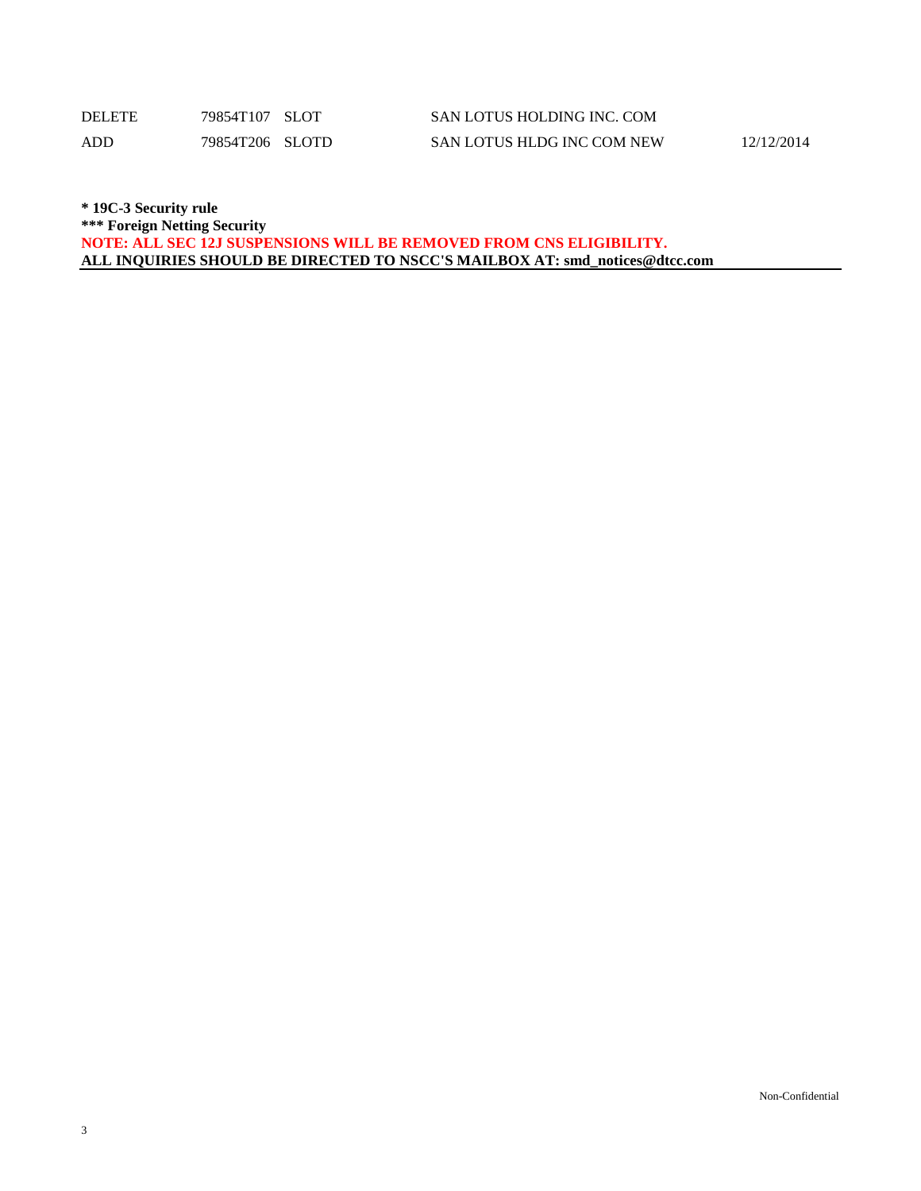| | | | | |
|---|---|---|---|---|
| DELETE | 79854T107 | SLOT | SAN LOTUS HOLDING INC. COM | |
| ADD | 79854T206 | SLOTD | SAN LOTUS HLDG INC COM NEW | 12/12/2014 |

**\* 19C-3 Security rule**
**\*\*\* Foreign Netting Security**
**NOTE: ALL SEC 12J SUSPENSIONS WILL BE REMOVED FROM CNS ELIGIBILITY.**
**ALL INQUIRIES SHOULD BE DIRECTED TO NSCC'S MAILBOX AT: smd_notices@dtcc.com**

Non-Confidential